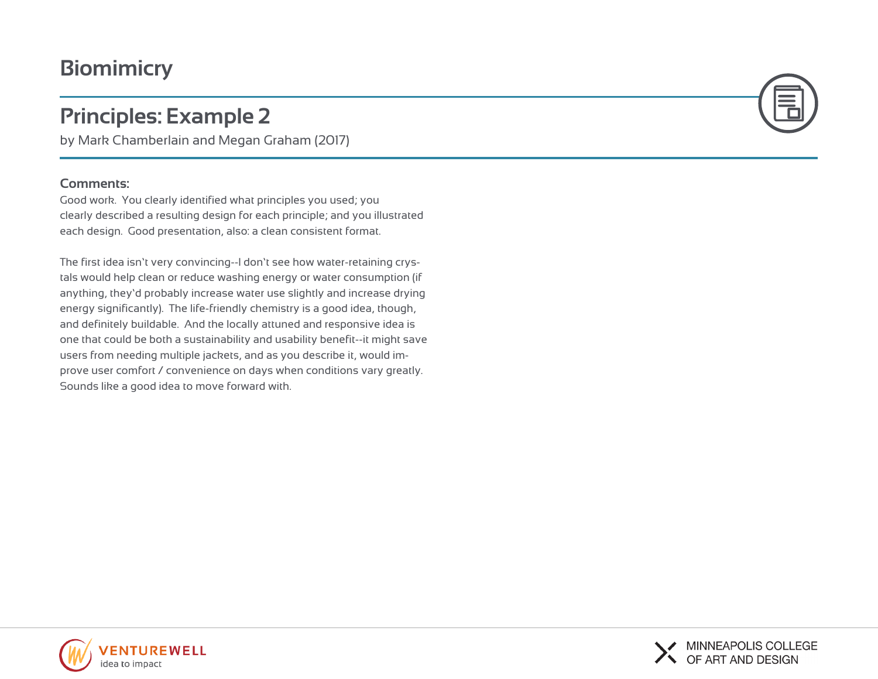# Biomimicry

## Principles: Example 2

by Mark Chamberlain and Megan Graham (2017)

**Comments:**

Good work. You clearly identified what principles you used; you clearly described a resulting design for each principle; and you illustrated each design. Good presentation, also: a clean consistent format.

The first idea isn't very convincing--I don't see how water-retaining crystals would help clean or reduce washing energy or water consumption (if anything, they'd probably increase water use slightly and increase drying energy significantly). The life-friendly chemistry is a good idea, though, and definitely buildable. And the locally attuned and responsive idea is one that could be both a sustainability and usability benefit--it might save users from needing multiple jackets, and as you describe it, would improve user comfort / convenience on days when conditions vary greatly. Sounds like a good idea to move forward with.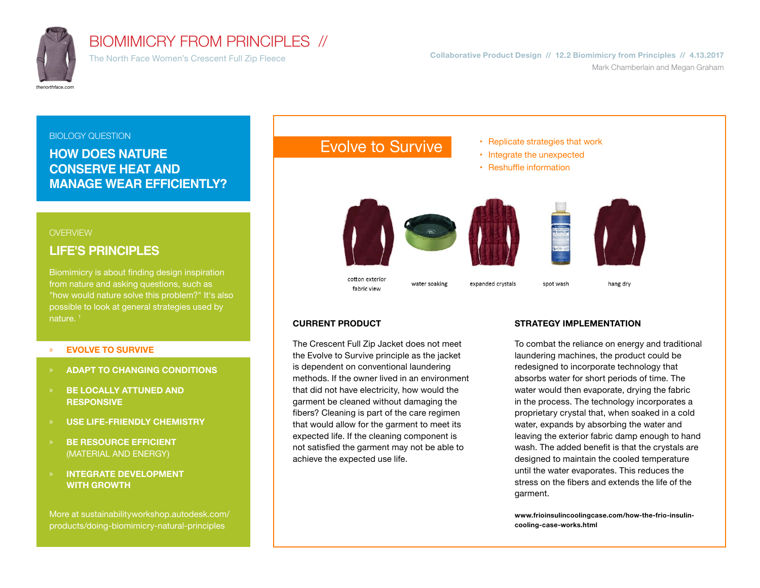# BIOMIMICRY FROM PRINCIPLES //

The North Face Women's Crescent Full Zip Fleece

thenorthface.com

Collaborative Product Design // 12.2 Biomimicry from Principles // 4.13.2017

Mark Chamberlain and Megan Graham

BIOLOGY QUESTION

## HOW DOES NATURE CONSERVE HEAT AND MANAGE WEAR EFFICIENTLY?

OVERVIEW

## LIFE'S PRINCIPLES

Biomimicry is about finding design inspiration from nature and asking questions, such as "how would nature solve this problem?" It's also possible to look at general strategies used by nature. [1]

- » **EVOLVE TO SURVIVE**
- » **ADAPT TO CHANGING CONDITIONS**
- » **BE LOCALLY ATTUNED AND RESPONSIVE**
- » **USE LIFE-FRIENDLY CHEMISTRY**
- » **BE RESOURCE EFFICIENT** (MATERIAL AND ENERGY)
- » **INTEGRATE DEVELOPMENT WITH GROWTH**

More at sustainabilityworkshop.autodesk.com/products/doing-biomimicry-natural-principles

## Evolve to Survive

- Replicate strategies that work
- Integrate the unexpected
- Reshuffle information

cotton exterior fabric view

water soaking

expanded crystals

spot wash

hang dry

### CURRENT PRODUCT

The Crescent Full Zip Jacket does not meet the Evolve to Survive principle as the jacket is dependent on conventional laundering methods. If the owner lived in an environment that did not have electricity, how would the garment be cleaned without damaging the fibers? Cleaning is part of the care regimen that would allow for the garment to meet its expected life. If the cleaning component is not satisfied the garment may not be able to achieve the expected use life.

### STRATEGY IMPLEMENTATION

To combat the reliance on energy and traditional laundering machines, the product could be redesigned to incorporate technology that absorbs water for short periods of time. The water would then evaporate, drying the fabric in the process. The technology incorporates a proprietary crystal that, when soaked in a cold water, expands by absorbing the water and leaving the exterior fabric damp enough to hand wash. The added benefit is that the crystals are designed to maintain the cooled temperature until the water evaporates. This reduces the stress on the fibers and extends the life of the garment.

**www.frioinsulincoolingcase.com/how-the-frio-insulin-cooling-case-works.html**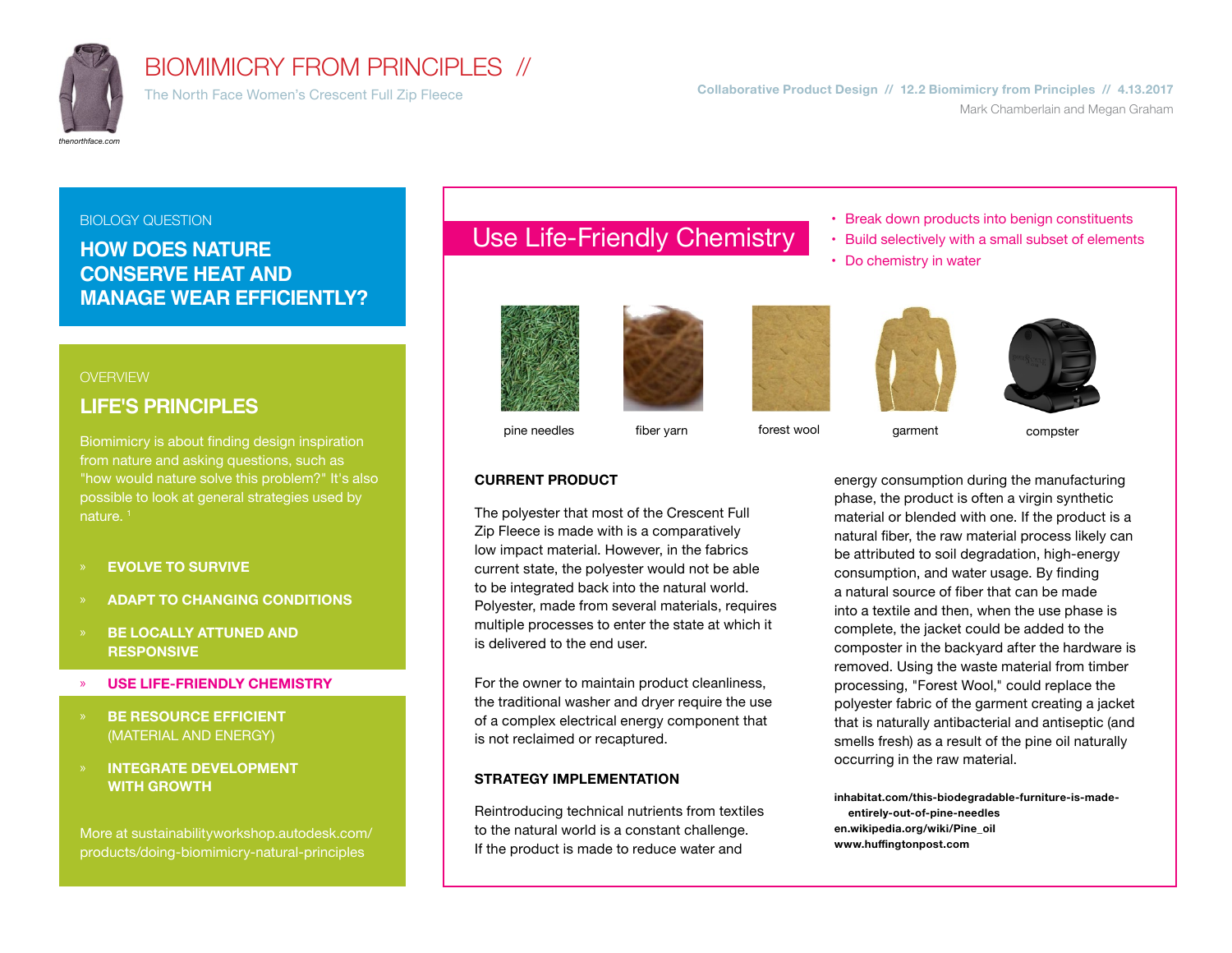# BIOMIMICRY FROM PRINCIPLES //

The North Face Women's Crescent Full Zip Fleece

thenorthface.com

**Collaborative Product Design // 12.2 Biomimicry from Principles // 4.13.2017**

Mark Chamberlain and Megan Graham

BIOLOGY QUESTION

## HOW DOES NATURE CONSERVE HEAT AND MANAGE WEAR EFFICIENTLY?

OVERVIEW

## LIFE'S PRINCIPLES

Biomimicry is about finding design inspiration from nature and asking questions, such as "how would nature solve this problem?" It's also possible to look at general strategies used by nature. [1]

- **EVOLVE TO SURVIVE**
- **ADAPT TO CHANGING CONDITIONS**
- **BE LOCALLY ATTUNED AND RESPONSIVE**
- **USE LIFE-FRIENDLY CHEMISTRY**
- **BE RESOURCE EFFICIENT** (MATERIAL AND ENERGY)
- **INTEGRATE DEVELOPMENT WITH GROWTH**

More at sustainabilityworkshop.autodesk.com/products/doing-biomimicry-natural-principles

## Use Life-Friendly Chemistry

- Break down products into benign constituents
- Build selectively with a small subset of elements
- Do chemistry in water

pine needles

fiber yarn

forest wool

garment

compster

### CURRENT PRODUCT

The polyester that most of the Crescent Full Zip Fleece is made with is a comparatively low impact material. However, in the fabrics current state, the polyester would not be able to be integrated back into the natural world. Polyester, made from several materials, requires multiple processes to enter the state at which it is delivered to the end user.

For the owner to maintain product cleanliness, the traditional washer and dryer require the use of a complex electrical energy component that is not reclaimed or recaptured.

### STRATEGY IMPLEMENTATION

Reintroducing technical nutrients from textiles to the natural world is a constant challenge. If the product is made to reduce water and energy consumption during the manufacturing phase, the product is often a virgin synthetic material or blended with one. If the product is a natural fiber, the raw material process likely can be attributed to soil degradation, high-energy consumption, and water usage. By finding a natural source of fiber that can be made into a textile and then, when the use phase is complete, the jacket could be added to the composter in the backyard after the hardware is removed. Using the waste material from timber processing, "Forest Wool," could replace the polyester fabric of the garment creating a jacket that is naturally antibacterial and antiseptic (and smells fresh) as a result of the pine oil naturally occurring in the raw material.

**inhabitat.com/this-biodegradable-furniture-is-made-entirely-out-of-pine-needles**
**en.wikipedia.org/wiki/Pine_oil**
**www.huffingtonpost.com**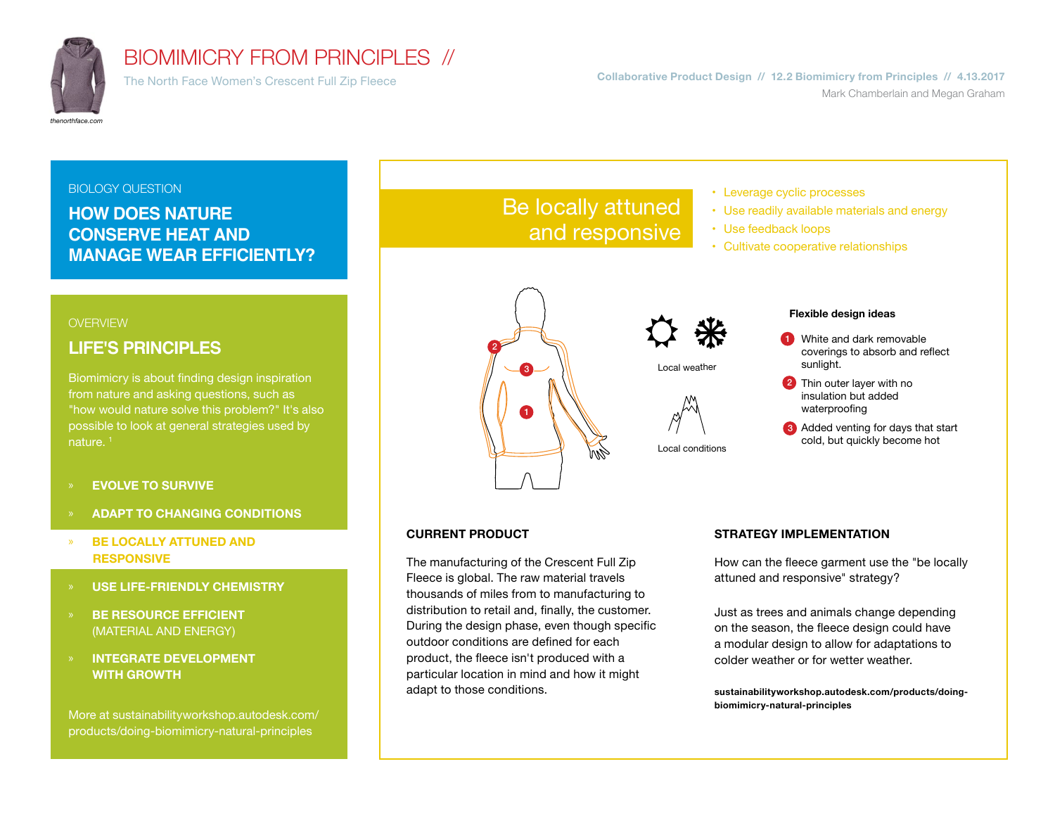# BIOMIMICRY FROM PRINCIPLES //

The North Face Women's Crescent Full Zip Fleece

thenorthface.com

Collaborative Product Design // 12.2 Biomimicry from Principles // 4.13.2017

Mark Chamberlain and Megan Graham

BIOLOGY QUESTION

## HOW DOES NATURE CONSERVE HEAT AND MANAGE WEAR EFFICIENTLY?

OVERVIEW

## LIFE'S PRINCIPLES

Biomimicry is about finding design inspiration from nature and asking questions, such as "how would nature solve this problem?" It's also possible to look at general strategies used by nature. [1]

- **EVOLVE TO SURVIVE**
- **ADAPT TO CHANGING CONDITIONS**
- **BE LOCALLY ATTUNED AND RESPONSIVE**
- **USE LIFE-FRIENDLY CHEMISTRY**
- **BE RESOURCE EFFICIENT** (MATERIAL AND ENERGY)
- **INTEGRATE DEVELOPMENT WITH GROWTH**

More at sustainabilityworkshop.autodesk.com/products/doing-biomimicry-natural-principles

## Be locally attuned and responsive

- Leverage cyclic processes
- Use readily available materials and energy
- Use feedback loops
- Cultivate cooperative relationships

Local weather

Local conditions

**Flexible design ideas**

1. White and dark removable coverings to absorb and reflect sunlight.
2. Thin outer layer with no insulation but added waterproofing
3. Added venting for days that start cold, but quickly become hot

### CURRENT PRODUCT

The manufacturing of the Crescent Full Zip Fleece is global. The raw material travels thousands of miles from to manufacturing to distribution to retail and, finally, the customer. During the design phase, even though specific outdoor conditions are defined for each product, the fleece isn't produced with a particular location in mind and how it might adapt to those conditions.

### STRATEGY IMPLEMENTATION

How can the fleece garment use the "be locally attuned and responsive" strategy?

Just as trees and animals change depending on the season, the fleece design could have a modular design to allow for adaptations to colder weather or for wetter weather.

**sustainabilityworkshop.autodesk.com/products/doing-biomimicry-natural-principles**